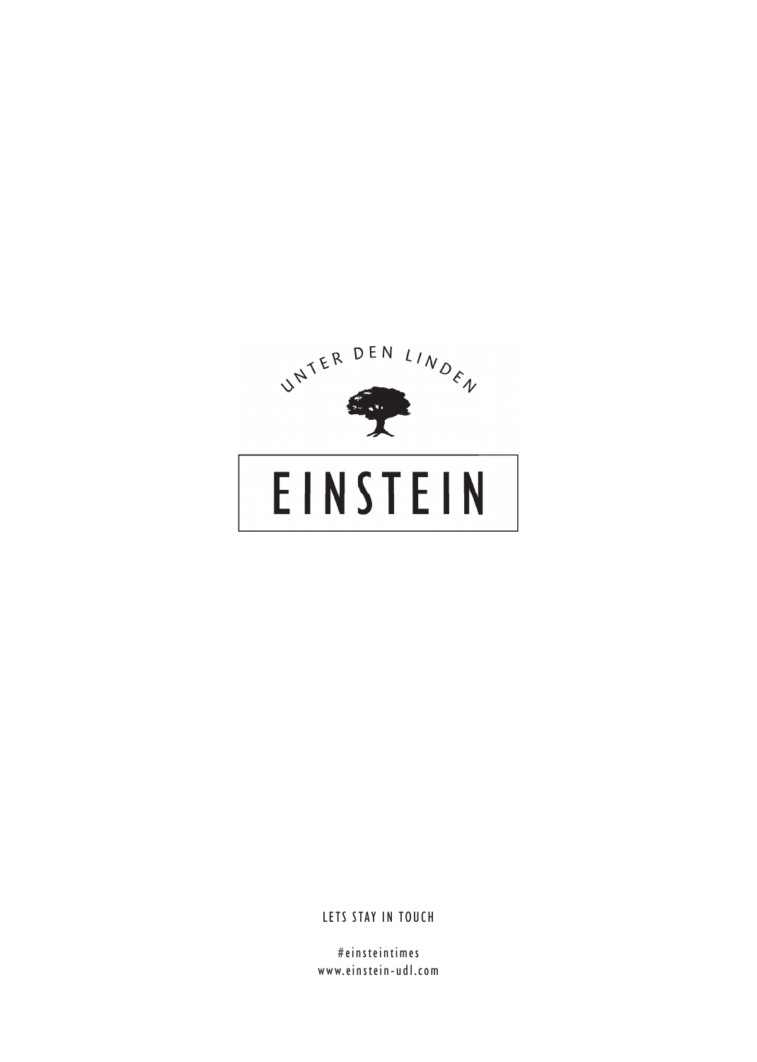UNTER DEN LINDEN

# EINSTEIN

LETS STAY IN TOUCH

#einsteintimes
www.einstein-udl.com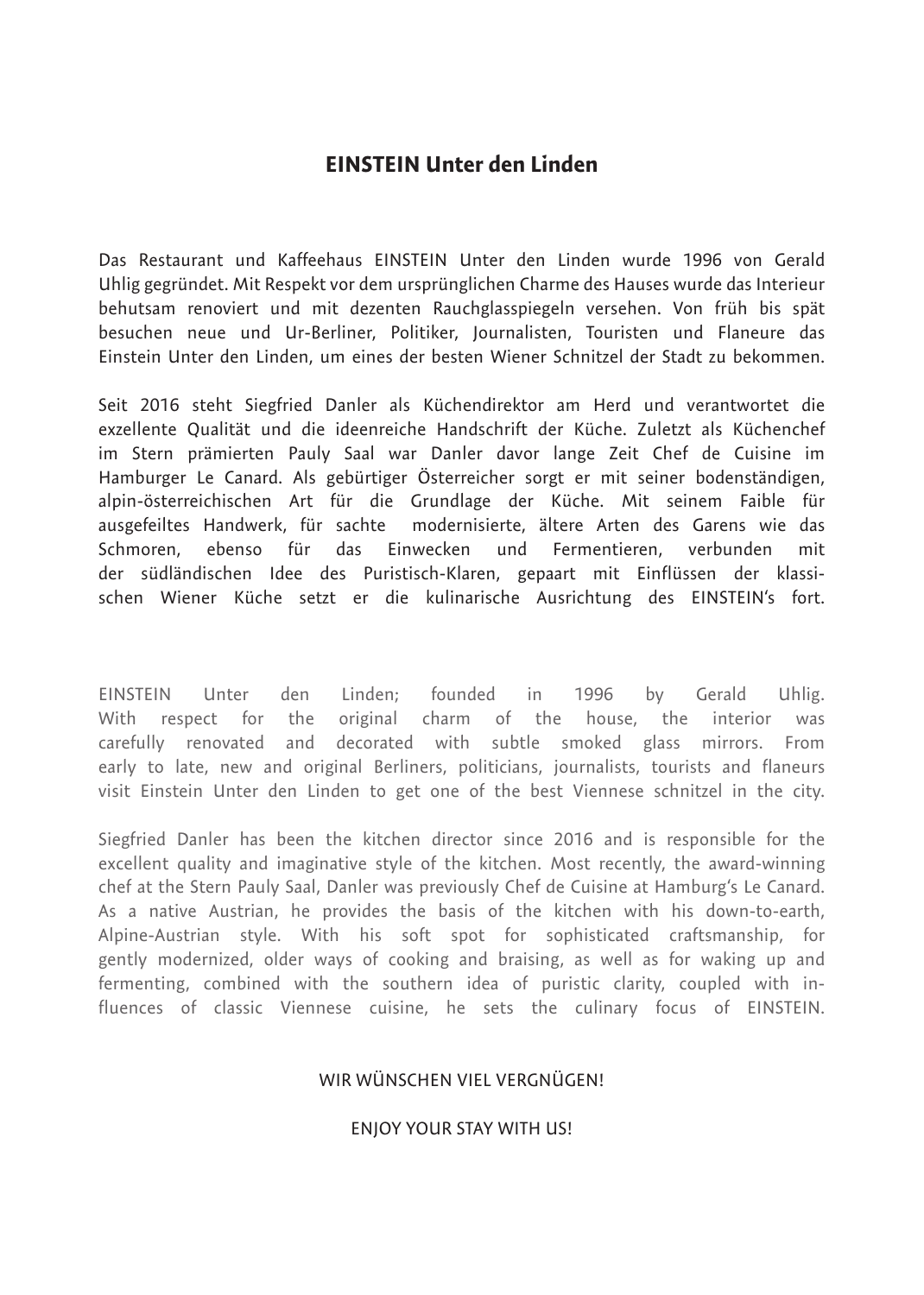# EINSTEIN Unter den Linden

Das Restaurant und Kaffeehaus EINSTEIN Unter den Linden wurde 1996 von Gerald Uhlig gegründet. Mit Respekt vor dem ursprünglichen Charme des Hauses wurde das Interieur behutsam renoviert und mit dezenten Rauchglasspiegeln versehen. Von früh bis spät besuchen neue und Ur-Berliner, Politiker, Journalisten, Touristen und Flaneure das Einstein Unter den Linden, um eines der besten Wiener Schnitzel der Stadt zu bekommen.

Seit 2016 steht Siegfried Danler als Küchendirektor am Herd und verantwortet die exzellente Qualität und die ideenreiche Handschrift der Küche. Zuletzt als Küchenchef im Stern prämierten Pauly Saal war Danler davor lange Zeit Chef de Cuisine im Hamburger Le Canard. Als gebürtiger Österreicher sorgt er mit seiner bodenständigen, alpin-österreichischen Art für die Grundlage der Küche. Mit seinem Faible für ausgefeiltes Handwerk, für sachte modernisierte, ältere Arten des Garens wie das Schmoren, ebenso für das Einwecken und Fermentieren, verbunden mit der südländischen Idee des Puristisch-Klaren, gepaart mit Einflüssen der klassischen Wiener Küche setzt er die kulinarische Ausrichtung des EINSTEIN's fort.

EINSTEIN Unter den Linden; founded in 1996 by Gerald Uhlig. With respect for the original charm of the house, the interior was carefully renovated and decorated with subtle smoked glass mirrors. From early to late, new and original Berliners, politicians, journalists, tourists and flaneurs visit Einstein Unter den Linden to get one of the best Viennese schnitzel in the city.

Siegfried Danler has been the kitchen director since 2016 and is responsible for the excellent quality and imaginative style of the kitchen. Most recently, the award-winning chef at the Stern Pauly Saal, Danler was previously Chef de Cuisine at Hamburg's Le Canard. As a native Austrian, he provides the basis of the kitchen with his down-to-earth, Alpine-Austrian style. With his soft spot for sophisticated craftsmanship, for gently modernized, older ways of cooking and braising, as well as for waking up and fermenting, combined with the southern idea of puristic clarity, coupled with influences of classic Viennese cuisine, he sets the culinary focus of EINSTEIN.

WIR WÜNSCHEN VIEL VERGNÜGEN!

ENJOY YOUR STAY WITH US!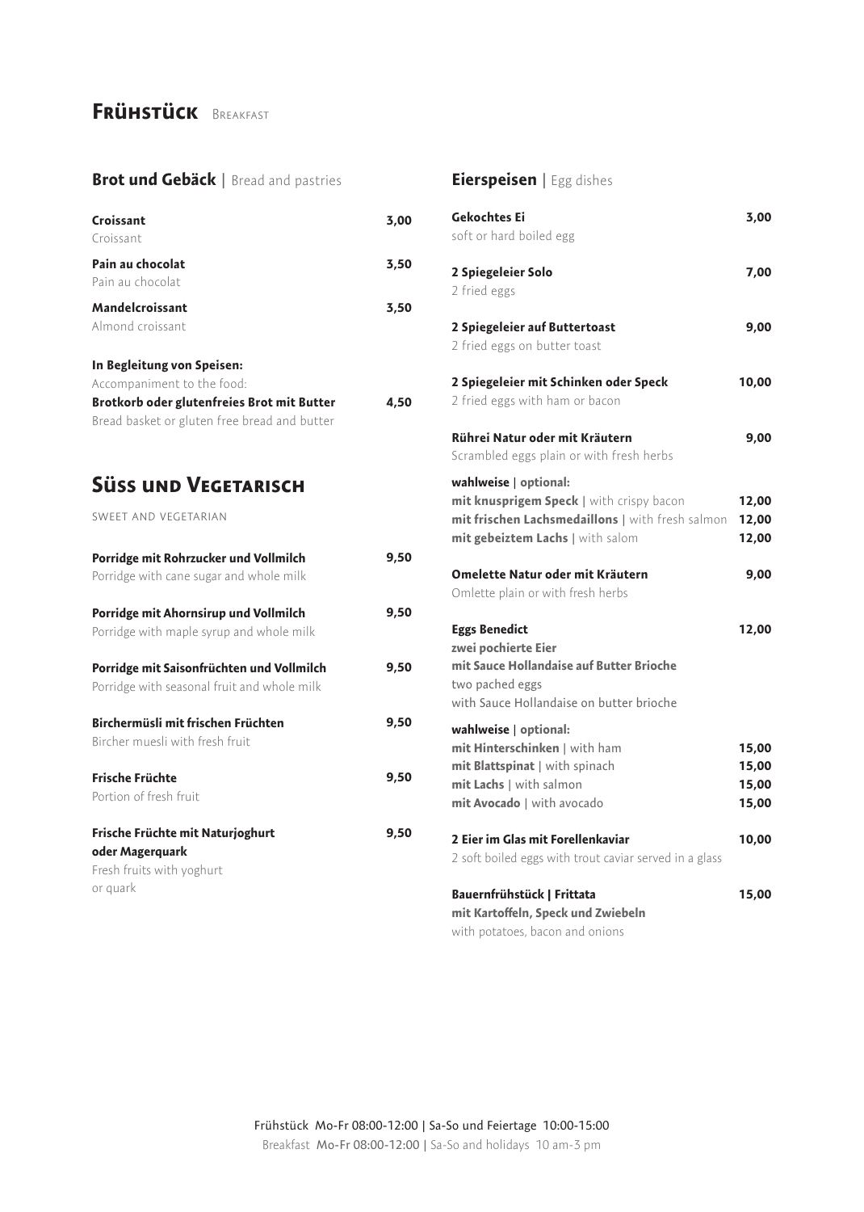# Frühstück Breakfast

## Brot und Gebäck | Bread and pastries

**Croissant** 3,00
Croissant

**Pain au chocolat** 3,50
Pain au chocolat

**Mandelcroissant** 3,50
Almond croissant

**In Begleitung von Speisen:**
Accompaniment to the food:
**Brotkorb oder glutenfreies Brot mit Butter** 4,50
Bread basket or gluten free bread and butter

## Süss und Vegetarisch

SWEET AND VEGETARIAN

**Porridge mit Rohrzucker und Vollmilch** 9,50
Porridge with cane sugar and whole milk

**Porridge mit Ahornsirup und Vollmilch** 9,50
Porridge with maple syrup and whole milk

**Porridge mit Saisonfrüchten und Vollmilch** 9,50
Porridge with seasonal fruit and whole milk

**Birchermüsli mit frischen Früchten** 9,50
Bircher muesli with fresh fruit

**Frische Früchte** 9,50
Portion of fresh fruit

**Frische Früchte mit Naturjoghurt oder Magerquark** 9,50
Fresh fruits with yoghurt or quark

## Eierspeisen | Egg dishes

**Gekochtes Ei** 3,00
soft or hard boiled egg

**2 Spiegeleier Solo** 7,00
2 fried eggs

**2 Spiegeleier auf Buttertoast** 9,00
2 fried eggs on butter toast

**2 Spiegeleier mit Schinken oder Speck** 10,00
2 fried eggs with ham or bacon

**Rührei Natur oder mit Kräutern** 9,00
Scrambled eggs plain or with fresh herbs

**wahlweise** | **optional:**
**mit knusprigem Speck** | with crispy bacon 12,00
**mit frischen Lachsmedaillons** | with fresh salmon 12,00
**mit gebeiztem Lachs** | with salom 12,00

**Omelette Natur oder mit Kräutern** 9,00
Omelette plain or with fresh herbs

**Eggs Benedict** 12,00
**zwei pochierte Eier**
**mit Sauce Hollandaise auf Butter Brioche**
two pached eggs
with Sauce Hollandaise on butter brioche

**wahlweise** | **optional:**
**mit Hinterschinken** | with ham 15,00
**mit Blattspinat** | with spinach 15,00
**mit Lachs** | with salmon 15,00
**mit Avocado** | with avocado 15,00

**2 Eier im Glas mit Forellenkaviar** 10,00
2 soft boiled eggs with trout caviar served in a glass

**Bauernfrühstück | Frittata** 15,00
**mit Kartoffeln, Speck und Zwiebeln**
with potatoes, bacon and onions

Frühstück Mo-Fr 08:00-12:00 | Sa-So und Feiertage 10:00-15:00
Breakfast Mo-Fr 08:00-12:00 | Sa-So and holidays 10 am-3 pm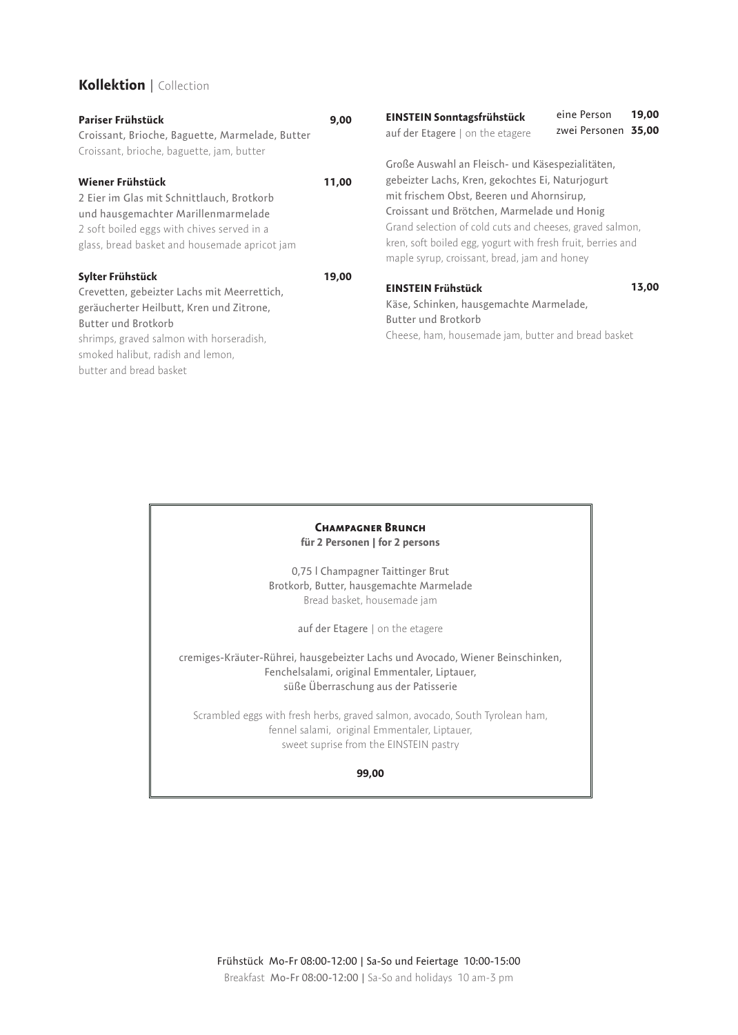## **Kollektion** | Collection

**Pariser Frühstück** **9,00**
Croissant, Brioche, Baguette, Marmelade, Butter
Croissant, brioche, baguette, jam, butter

**Wiener Frühstück** **11,00**
2 Eier im Glas mit Schnittlauch, Brotkorb
und hausgemachter Marillenmarmelade
2 soft boiled eggs with chives served in a
glass, bread basket and housemade apricot jam

**Sylter Frühstück** **19,00**
Crevetten, gebeizter Lachs mit Meerrettich,
geräucherter Heilbutt, Kren und Zitrone,
Butter und Brotkorb
shrimps, graved salmon with horseradish,
smoked halibut, radish and lemon,
butter and bread basket

**EINSTEIN Sonntagsfrühstück** eine Person **19,00** zwei Personen **35,00**
auf der Etagere | on the etagere

Große Auswahl an Fleisch- und Käsespezialitäten,
gebeizter Lachs, Kren, gekochtes Ei, Naturjogurt
mit frischem Obst, Beeren und Ahornsirup,
Croissant und Brötchen, Marmelade und Honig
Grand selection of cold cuts and cheeses, graved salmon,
kren, soft boiled egg, yogurt with fresh fruit, berries and
maple syrup, croissant, bread, jam and honey

**EINSTEIN Frühstück** **13,00**
Käse, Schinken, hausgemachte Marmelade,
Butter und Brotkorb
Cheese, ham, housemade jam, butter and bread basket

### **Champagner Brunch**
**für 2 Personen | for 2 persons**

0,75 l Champagner Taittinger Brut
Brotkorb, Butter, hausgemachte Marmelade
Bread basket, housemade jam

auf der Etagere | on the etagere

cremiges-Kräuter-Rührei, hausgebeizter Lachs und Avocado, Wiener Beinschinken,
Fenchelsalami, original Emmentaler, Liptauer,
süße Überraschung aus der Patisserie

Scrambled eggs with fresh herbs, graved salmon, avocado, South Tyrolean ham,
fennel salami, original Emmentaler, Liptauer,
sweet suprise from the EINSTEIN pastry

**99,00**

Frühstück Mo-Fr 08:00-12:00 | Sa-So und Feiertage 10:00-15:00
Breakfast Mo-Fr 08:00-12:00 | Sa-So and holidays 10 am-3 pm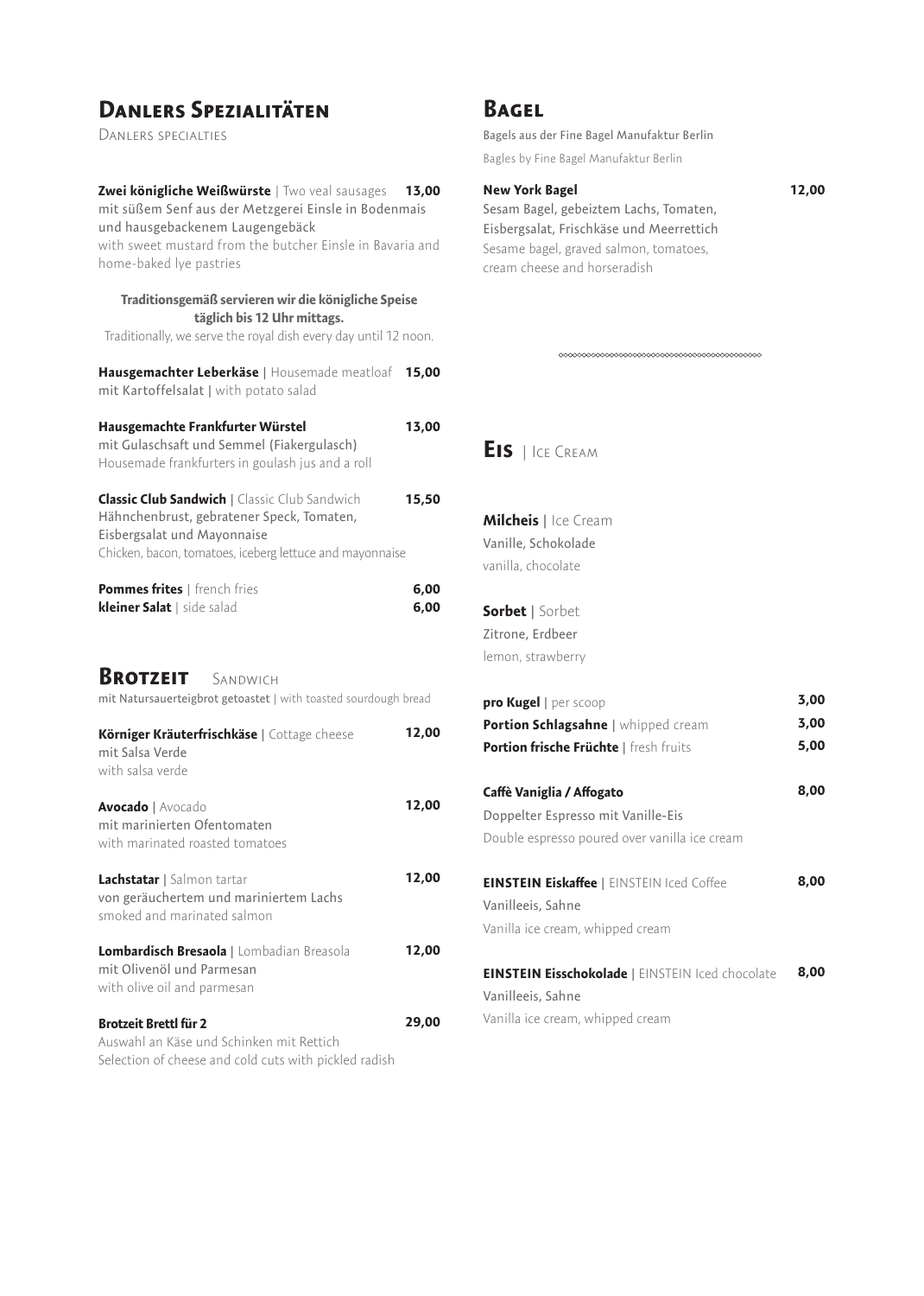## Danlers Spezialitäten

Danlers specialties

**Zwei königliche Weißwürste** | Two veal sausages **13,00**
mit süßem Senf aus der Metzgerei Einsle in Bodenmais und hausgebackenem Laugengebäck
with sweet mustard from the butcher Einsle in Bavaria and home-baked lye pastries

**Traditionsgemäß servieren wir die königliche Speise täglich bis 12 Uhr mittags.**
Traditionally, we serve the royal dish every day until 12 noon.

**Hausgemachter Leberkäse** | Housemade meatloaf **15,00**
mit Kartoffelsalat | with potato salad

**Hausgemachte Frankfurter Würstel** **13,00**
mit Gulaschsaft und Semmel (Fiakergulasch)
Housemade frankfurters in goulash jus and a roll

**Classic Club Sandwich** | Classic Club Sandwich **15,50**
Hähnchenbrust, gebratener Speck, Tomaten, Eisbergsalat und Mayonnaise
Chicken, bacon, tomatoes, iceberg lettuce and mayonnaise

**Pommes frites** | french fries **6,00**
**kleiner Salat** | side salad **6,00**

## Brotzeit Sandwich

mit Natursauerteigbrot getoastet | with toasted sourdough bread

**Körniger Kräuterfrischkäse** | Cottage cheese **12,00**
mit Salsa Verde
with salsa verde

**Avocado** | Avocado **12,00**
mit marinierten Ofentomaten
with marinated roasted tomatoes

**Lachstatar** | Salmon tartar **12,00**
von geräuchertem und mariniertem Lachs
smoked and marinated salmon

**Lombardisch Bresaola** | Lombadian Breasola **12,00**
mit Olivenöl und Parmesan
with olive oil and parmesan

**Brotzeit Brettl für 2** **29,00**
Auswahl an Käse und Schinken mit Rettich
Selection of cheese and cold cuts with pickled radish

## Bagel

Bagels aus der Fine Bagel Manufaktur Berlin
Bagles by Fine Bagel Manufaktur Berlin

**New York Bagel** **12,00**
Sesam Bagel, gebeiztem Lachs, Tomaten, Eisbergsalat, Frischkäse und Meerrettich
Sesame bagel, graved salmon, tomatoes, cream cheese and horseradish

## Eis | Ice Cream

**Milcheis** | Ice Cream
Vanille, Schokolade
vanilla, chocolate

**Sorbet** | Sorbet
Zitrone, Erdbeer
lemon, strawberry

**pro Kugel** | per scoop **3,00**
**Portion Schlagsahne** | whipped cream **3,00**
**Portion frische Früchte** | fresh fruits **5,00**

**Caffè Vaniglia / Affogato** **8,00**
Doppelter Espresso mit Vanille-Eis
Double espresso poured over vanilla ice cream

**EINSTEIN Eiskaffee** | EINSTEIN Iced Coffee **8,00**
Vanilleeis, Sahne
Vanilla ice cream, whipped cream

**EINSTEIN Eisschokolade** | EINSTEIN Iced chocolate **8,00**
Vanilleeis, Sahne
Vanilla ice cream, whipped cream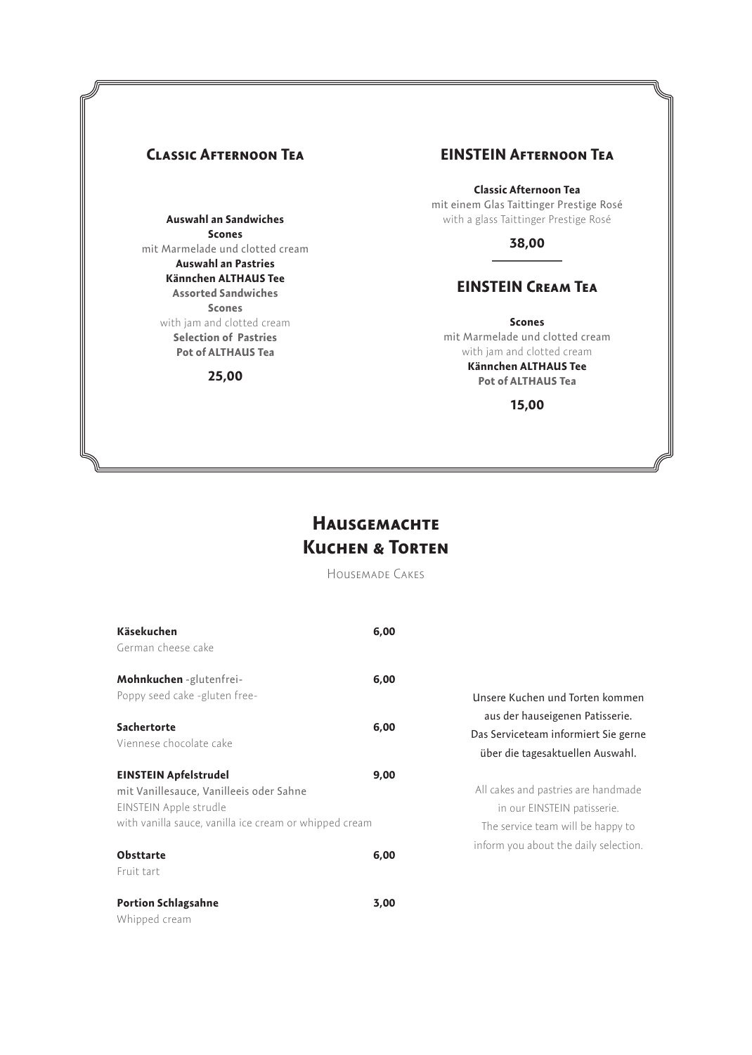## Classic Afternoon Tea

**Auswahl an Sandwiches**
**Scones**
mit Marmelade und clotted cream
**Auswahl an Pastries**
**Kännchen ALTHAUS Tee**
**Assorted Sandwiches**
**Scones**
with jam and clotted cream
**Selection of Pastries**
**Pot of ALTHAUS Tea**

**25,00**

## EINSTEIN Afternoon Tea

**Classic Afternoon Tea**
mit einem Glas Taittinger Prestige Rosé
with a glass Taittinger Prestige Rosé

**38,00**

## EINSTEIN Cream Tea

**Scones**
mit Marmelade und clotted cream
with jam and clotted cream
**Kännchen ALTHAUS Tee**
**Pot of ALTHAUS Tea**

**15,00**

# Hausgemachte Kuchen & Torten

Housemade Cakes

**Käsekuchen** — **6,00**
German cheese cake

**Mohnkuchen** -glutenfrei- — **6,00**
Poppy seed cake -gluten free-

**Sachertorte** — **6,00**
Viennese chocolate cake

**EINSTEIN Apfelstrudel** — **9,00**
mit Vanillesauce, Vanilleeis oder Sahne
EINSTEIN Apple strudle
with vanilla sauce, vanilla ice cream or whipped cream

**Obsttarte** — **6,00**
Fruit tart

**Portion Schlagsahne** — **3,00**
Whipped cream

Unsere Kuchen und Torten kommen aus der hauseigenen Patisserie. Das Serviceteam informiert Sie gerne über die tagesaktuellen Auswahl.

All cakes and pastries are handmade in our EINSTEIN patisserie. The service team will be happy to inform you about the daily selection.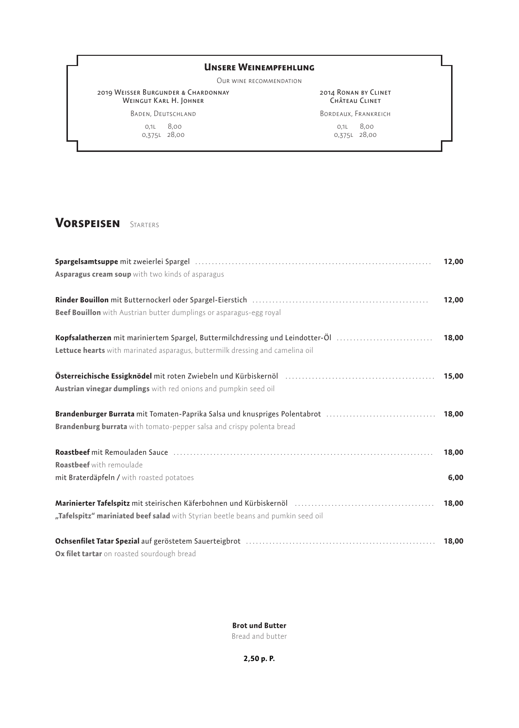## Unsere Weinempfehlung

Our wine recommendation

**2019 Weisser Burgunder & Chardonnay**
Weingut Karl H. Johner
Baden, Deutschland
0,1L 8,00
0,375L 28,00

**2014 Ronan by Clinet**
Château Clinet
Bordeaux, Frankreich
0,1L 8,00
0,375L 28,00

# Vorspeisen Starters

**Spargelsamtsuppe** mit zweierlei Spargel ..... **12,00**
**Asparagus cream soup** with two kinds of asparagus

**Rinder Bouillon** mit Butternockerl oder Spargel-Eierstich ..... **12,00**
**Beef Bouillon** with Austrian butter dumplings or asparagus-egg royal

**Kopfsalatherzen** mit mariniertem Spargel, Buttermilchdressing und Leindotter-Öl ..... **18,00**
**Lettuce hearts** with marinated asparagus, buttermilk dressing and camelina oil

**Österreichische Essigknödel** mit roten Zwiebeln und Kürbiskernöl ..... **15,00**
**Austrian vinegar dumplings** with red onions and pumpkin seed oil

**Brandenburger Burrata** mit Tomaten-Paprika Salsa und knuspriges Polentabrot ..... **18,00**
**Brandenburg burrata** with tomato-pepper salsa and crispy polenta bread

**Roastbeef** mit Remouladen Sauce ..... **18,00**
**Roastbeef** with remoulade
mit Braterdäpfeln / with roasted potatoes **6,00**

**Marinierter Tafelspitz** mit steirischen Käferbohnen und Kürbiskernöl ..... **18,00**
**„Tafelspitz" mariniated beef salad** with Styrian beetle beans and pumkin seed oil

**Ochsenfilet Tatar Spezial** auf geröstetem Sauerteigbrot ..... **18,00**
**Ox filet tartar** on roasted sourdough bread

**Brot und Butter**
Bread and butter

**2,50 p. P.**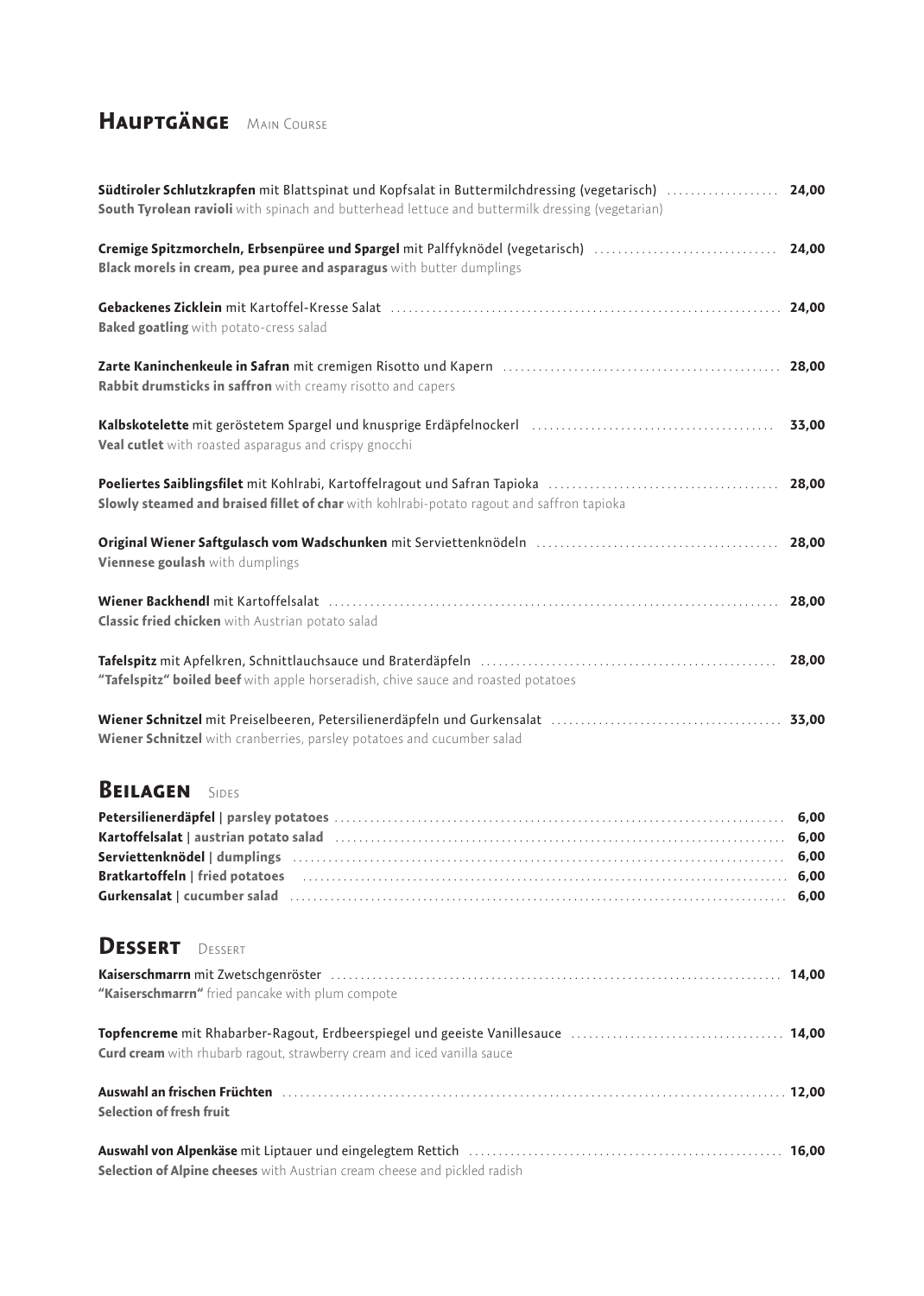## Hauptgänge Main Course

**Südtiroler Schlutzkrapfen** mit Blattspinat und Kopfsalat in Buttermilchdressing (vegetarisch) ... **24,00**
**South Tyrolean ravioli** with spinach and butterhead lettuce and buttermilk dressing (vegetarian)

**Cremige Spitzmorcheln, Erbsenpüree und Spargel** mit Palffyknödel (vegetarisch) ... **24,00**
**Black morels in cream, pea puree and asparagus** with butter dumplings

**Gebackenes Zicklein** mit Kartoffel-Kresse Salat ... **24,00**
**Baked goatling** with potato-cress salad

**Zarte Kaninchenkeule in Safran** mit cremigen Risotto und Kapern ... **28,00**
**Rabbit drumsticks in saffron** with creamy risotto and capers

**Kalbskotelette** mit geröstetem Spargel und knusprige Erdäpfelnockerl ... **33,00**
**Veal cutlet** with roasted asparagus and crispy gnocchi

**Poeliertes Saiblingsfilet** mit Kohlrabi, Kartoffelragout und Safran Tapioka ... **28,00**
**Slowly steamed and braised fillet of char** with kohlrabi-potato ragout and saffron tapioka

**Original Wiener Saftgulasch vom Wadschunken** mit Serviettenknödeln ... **28,00**
**Viennese goulash** with dumplings

**Wiener Backhendl** mit Kartoffelsalat ... **28,00**
**Classic fried chicken** with Austrian potato salad

**Tafelspitz** mit Apfelkren, Schnittlauchsauce und Braterdäpfeln ... **28,00**
**"Tafelspitz" boiled beef** with apple horseradish, chive sauce and roasted potatoes

**Wiener Schnitzel** mit Preiselbeeren, Petersilienerdäpfeln und Gurkensalat ... **33,00**
**Wiener Schnitzel** with cranberries, parsley potatoes and cucumber salad

## Beilagen Sides

**Petersilienerdäpfel | parsley potatoes** ... **6,00**
**Kartoffelsalat | austrian potato salad** ... **6,00**
**Serviettenknödel | dumplings** ... **6,00**
**Bratkartoffeln | fried potatoes** ... **6,00**
**Gurkensalat | cucumber salad** ... **6,00**

## Dessert Dessert

**Kaiserschmarrn** mit Zwetschgenröster ... **14,00**
**"Kaiserschmarrn"** fried pancake with plum compote

**Topfencreme** mit Rhabarber-Ragout, Erdbeerspiegel und geeiste Vanillesauce ... **14,00**
**Curd cream** with rhubarb ragout, strawberry cream and iced vanilla sauce

**Auswahl an frischen Früchten** ... **12,00**
**Selection of fresh fruit**

**Auswahl von Alpenkäse** mit Liptauer und eingelegtem Rettich ... **16,00**
**Selection of Alpine cheeses** with Austrian cream cheese and pickled radish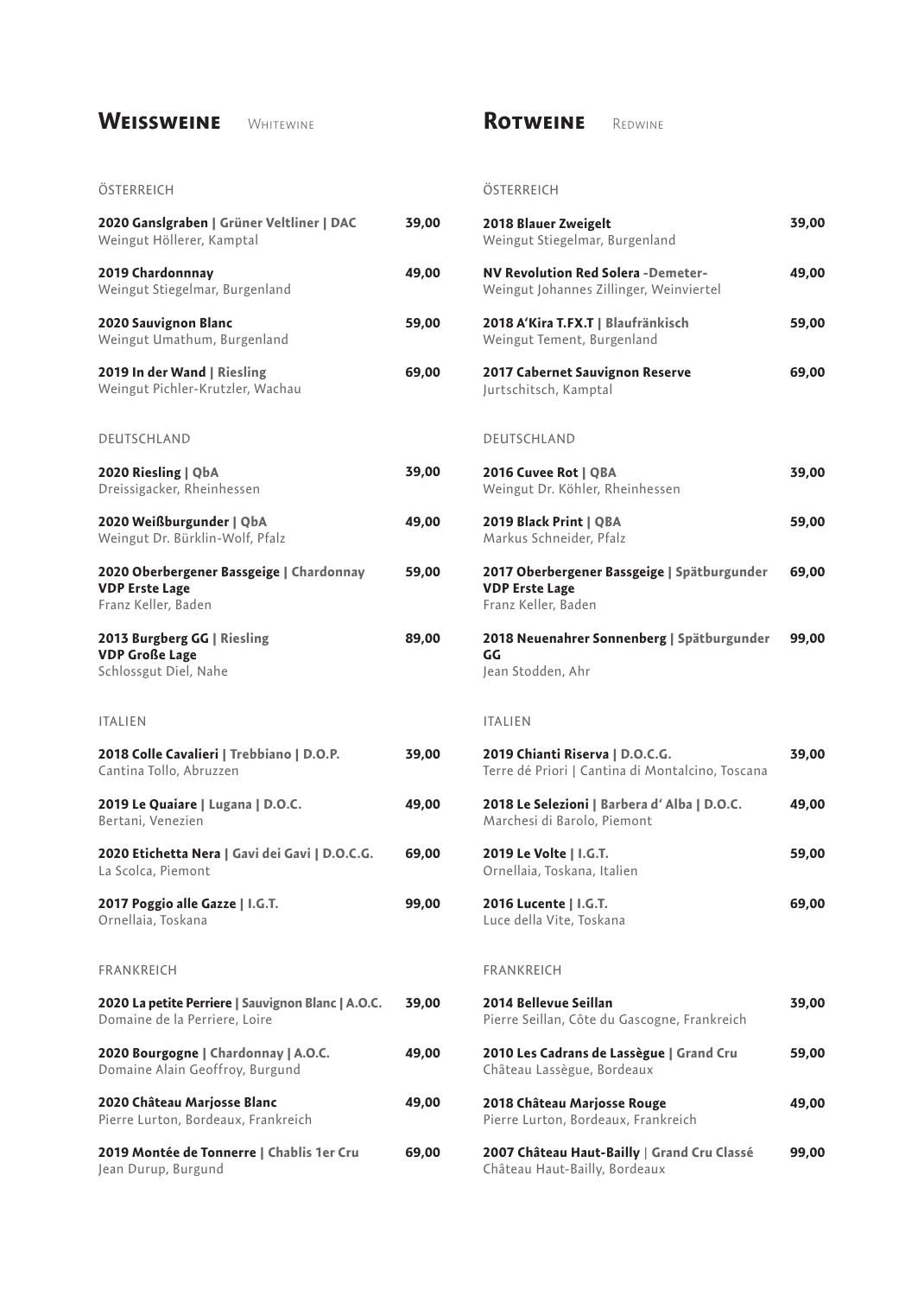# Weissweine Whitewine

## ÖSTERREICH

**2020 Ganslgraben | Grüner Veltliner | DAC** — 39,00
Weingut Höllerer, Kamptal

**2019 Chardonnnay** — 49,00
Weingut Stiegelmar, Burgenland

**2020 Sauvignon Blanc** — 59,00
Weingut Umathum, Burgenland

**2019 In der Wand | Riesling** — 69,00
Weingut Pichler-Krutzler, Wachau

## DEUTSCHLAND

**2020 Riesling | QbA** — 39,00
Dreissigacker, Rheinhessen

**2020 Weißburgunder | QbA** — 49,00
Weingut Dr. Bürklin-Wolf, Pfalz

**2020 Oberbergener Bassgeige | Chardonnay**
**VDP Erste Lage** — 59,00
Franz Keller, Baden

**2013 Burgberg GG | Riesling**
**VDP Große Lage** — 89,00
Schlossgut Diel, Nahe

## ITALIEN

**2018 Colle Cavalieri | Trebbiano | D.O.P.** — 39,00
Cantina Tollo, Abruzzen

**2019 Le Quaiare | Lugana | D.O.C.** — 49,00
Bertani, Venezien

**2020 Etichetta Nera | Gavi dei Gavi | D.O.C.G.** — 69,00
La Scolca, Piemont

**2017 Poggio alle Gazze | I.G.T.** — 99,00
Ornellaia, Toskana

## FRANKREICH

**2020 La petite Perriere | Sauvignon Blanc | A.O.C.** — 39,00
Domaine de la Perriere, Loire

**2020 Bourgogne | Chardonnay | A.O.C.** — 49,00
Domaine Alain Geoffroy, Burgund

**2020 Château Marjosse Blanc** — 49,00
Pierre Lurton, Bordeaux, Frankreich

**2019 Montée de Tonnerre | Chablis 1er Cru** — 69,00
Jean Durup, Burgund

# Rotweine Redwine

## ÖSTERREICH

**2018 Blauer Zweigelt** — 39,00
Weingut Stiegelmar, Burgenland

**NV Revolution Red Solera -Demeter-** — 49,00
Weingut Johannes Zillinger, Weinviertel

**2018 A'Kira T.FX.T | Blaufränkisch** — 59,00
Weingut Tement, Burgenland

**2017 Cabernet Sauvignon Reserve** — 69,00
Jurtschitsch, Kamptal

## DEUTSCHLAND

**2016 Cuvee Rot | QBA** — 39,00
Weingut Dr. Köhler, Rheinhessen

**2019 Black Print | QBA** — 59,00
Markus Schneider, Pfalz

**2017 Oberbergener Bassgeige | Spätburgunder**
**VDP Erste Lage** — 69,00
Franz Keller, Baden

**2018 Neuenahrer Sonnenberg | Spätburgunder GG** — 99,00
Jean Stodden, Ahr

## ITALIEN

**2019 Chianti Riserva | D.O.C.G.** — 39,00
Terre dé Priori | Cantina di Montalcino, Toscana

**2018 Le Selezioni | Barbera d' Alba | D.O.C.** — 49,00
Marchesi di Barolo, Piemont

**2019 Le Volte | I.G.T.** — 59,00
Ornellaia, Toskana, Italien

**2016 Lucente | I.G.T.** — 69,00
Luce della Vite, Toskana

## FRANKREICH

**2014 Bellevue Seillan** — 39,00
Pierre Seillan, Côte du Gascogne, Frankreich

**2010 Les Cadrans de Lassègue | Grand Cru** — 59,00
Château Lassègue, Bordeaux

**2018 Château Marjosse Rouge** — 49,00
Pierre Lurton, Bordeaux, Frankreich

**2007 Château Haut-Bailly | Grand Cru Classé** — 99,00
Château Haut-Bailly, Bordeaux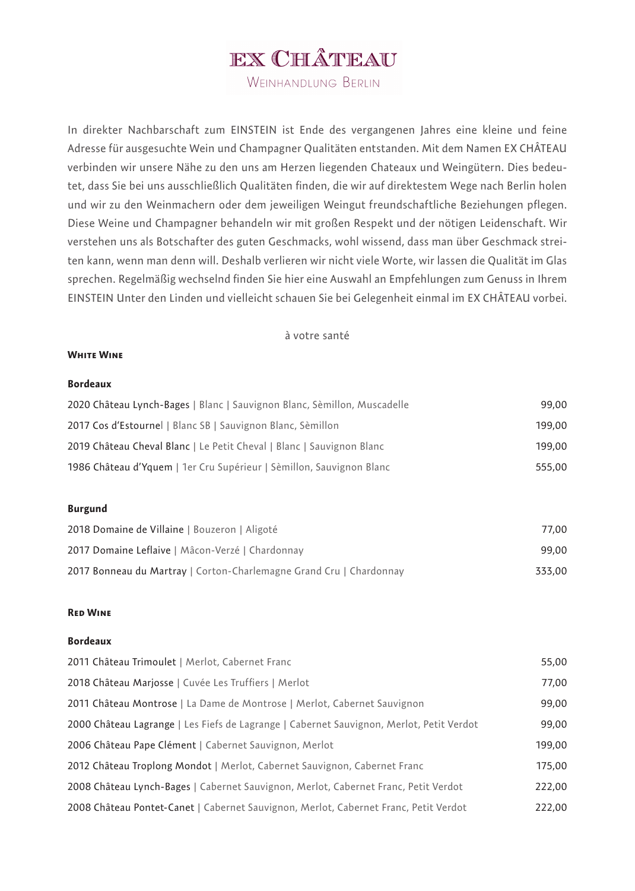# EX CHÂTEAU

WEINHANDLUNG BERLIN

In direkter Nachbarschaft zum EINSTEIN ist Ende des vergangenen Jahres eine kleine und feine Adresse für ausgesuchte Wein und Champagner Qualitäten entstanden. Mit dem Namen EX CHÂTEAU verbinden wir unsere Nähe zu den uns am Herzen liegenden Chateaux und Weingütern. Dies bedeutet, dass Sie bei uns ausschließlich Qualitäten finden, die wir auf direktestem Wege nach Berlin holen und wir zu den Weinmachern oder dem jeweiligen Weingut freundschaftliche Beziehungen pflegen. Diese Weine und Champagner behandeln wir mit großen Respekt und der nötigen Leidenschaft. Wir verstehen uns als Botschafter des guten Geschmacks, wohl wissend, dass man über Geschmack streiten kann, wenn man denn will. Deshalb verlieren wir nicht viele Worte, wir lassen die Qualität im Glas sprechen. Regelmäßig wechselnd finden Sie hier eine Auswahl an Empfehlungen zum Genuss in Ihrem EINSTEIN Unter den Linden und vielleicht schauen Sie bei Gelegenheit einmal im EX CHÂTEAU vorbei.

à votre santé

## White Wine

### Bordeaux

| | |
|---|---|
| 2020 Château Lynch-Bages \| Blanc \| Sauvignon Blanc, Sèmillon, Muscadelle | 99,00 |
| 2017 Cos d'Estournel \| Blanc SB \| Sauvignon Blanc, Sèmillon | 199,00 |
| 2019 Château Cheval Blanc \| Le Petit Cheval \| Blanc \| Sauvignon Blanc | 199,00 |
| 1986 Château d'Yquem \| 1er Cru Supérieur \| Sèmillon, Sauvignon Blanc | 555,00 |

### Burgund

| | |
|---|---|
| 2018 Domaine de Villaine \| Bouzeron \| Aligoté | 77,00 |
| 2017 Domaine Leflaive \| Mâcon-Verzé \| Chardonnay | 99,00 |
| 2017 Bonneau du Martray \| Corton-Charlemagne Grand Cru \| Chardonnay | 333,00 |

## Red Wine

### Bordeaux

| | |
|---|---|
| 2011 Château Trimoulet \| Merlot, Cabernet Franc | 55,00 |
| 2018 Château Marjosse \| Cuvée Les Truffiers \| Merlot | 77,00 |
| 2011 Château Montrose \| La Dame de Montrose \| Merlot, Cabernet Sauvignon | 99,00 |
| 2000 Château Lagrange \| Les Fiefs de Lagrange \| Cabernet Sauvignon, Merlot, Petit Verdot | 99,00 |
| 2006 Château Pape Clément \| Cabernet Sauvignon, Merlot | 199,00 |
| 2012 Château Troplong Mondot \| Merlot, Cabernet Sauvignon, Cabernet Franc | 175,00 |
| 2008 Château Lynch-Bages \| Cabernet Sauvignon, Merlot, Cabernet Franc, Petit Verdot | 222,00 |
| 2008 Château Pontet-Canet \| Cabernet Sauvignon, Merlot, Cabernet Franc, Petit Verdot | 222,00 |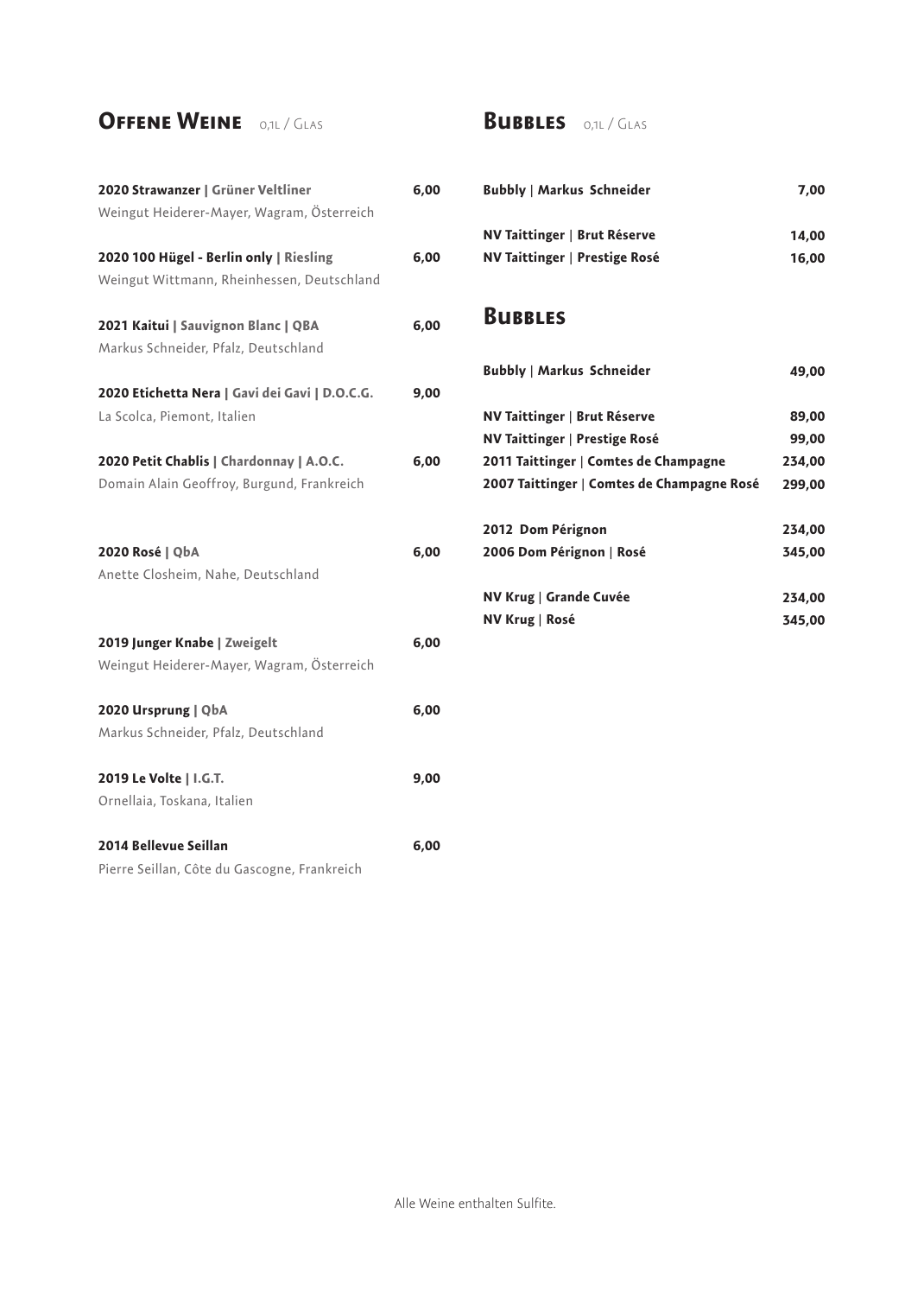## Offene Weine 0,1l / Glas

**2020 Strawanzer | Grüner Veltliner** 6,00
Weingut Heiderer-Mayer, Wagram, Österreich

**2020 100 Hügel - Berlin only | Riesling** 6,00
Weingut Wittmann, Rheinhessen, Deutschland

**2021 Kaitui | Sauvignon Blanc | QBA** 6,00
Markus Schneider, Pfalz, Deutschland

**2020 Etichetta Nera | Gavi dei Gavi | D.O.C.G.** 9,00
La Scolca, Piemont, Italien

**2020 Petit Chablis | Chardonnay | A.O.C.** 6,00
Domain Alain Geoffroy, Burgund, Frankreich

**2020 Rosé | QbA** 6,00
Anette Closheim, Nahe, Deutschland

**2019 Junger Knabe | Zweigelt** 6,00
Weingut Heiderer-Mayer, Wagram, Österreich

**2020 Ursprung | QbA** 6,00
Markus Schneider, Pfalz, Deutschland

**2019 Le Volte | I.G.T.** 9,00
Ornellaia, Toskana, Italien

**2014 Bellevue Seillan** 6,00
Pierre Seillan, Côte du Gascogne, Frankreich

## Bubbles 0,1l / Glas

**Bubbly | Markus Schneider** 7,00

**NV Taittinger | Brut Réserve** 14,00
**NV Taittinger | Prestige Rosé** 16,00

## Bubbles

**Bubbly | Markus Schneider** 49,00

**NV Taittinger | Brut Réserve** 89,00
**NV Taittinger | Prestige Rosé** 99,00
**2011 Taittinger | Comtes de Champagne** 234,00
**2007 Taittinger | Comtes de Champagne Rosé** 299,00

**2012 Dom Pérignon** 234,00
**2006 Dom Pérignon | Rosé** 345,00

**NV Krug | Grande Cuvée** 234,00
**NV Krug | Rosé** 345,00

Alle Weine enthalten Sulfite.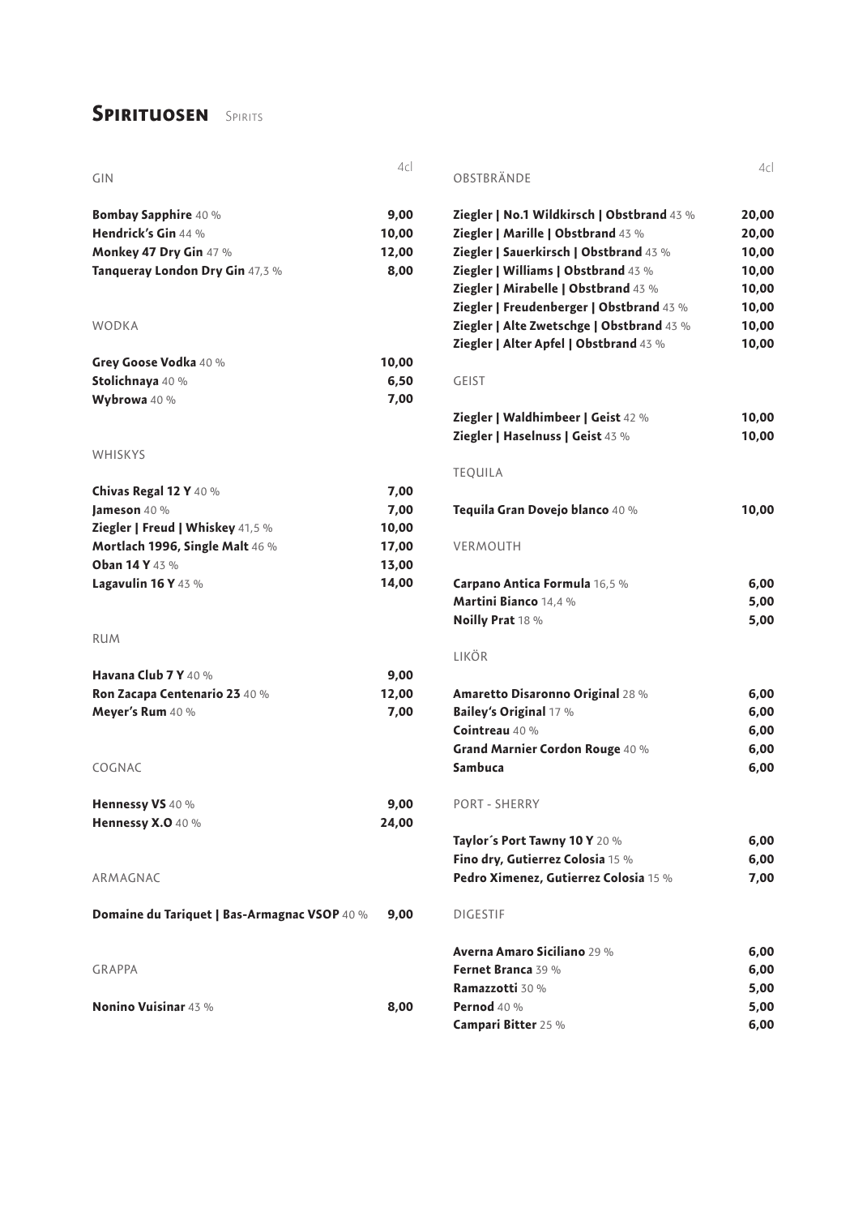# Spirituosen Spirits

| GIN | 4cl |
|---|---|
| **Bombay Sapphire** 40 % | 9,00 |
| **Hendrick's Gin** 44 % | 10,00 |
| **Monkey 47 Dry Gin** 47 % | 12,00 |
| **Tanqueray London Dry Gin** 47,3 % | 8,00 |

| WODKA | |
|---|---|
| **Grey Goose Vodka** 40 % | 10,00 |
| **Stolichnaya** 40 % | 6,50 |
| **Wybrowa** 40 % | 7,00 |

| WHISKYS | |
|---|---|
| **Chivas Regal 12 Y** 40 % | 7,00 |
| **Jameson** 40 % | 7,00 |
| **Ziegler \| Freud \| Whiskey** 41,5 % | 10,00 |
| **Mortlach 1996, Single Malt** 46 % | 17,00 |
| **Oban 14 Y** 43 % | 13,00 |
| **Lagavulin 16 Y** 43 % | 14,00 |

| RUM | |
|---|---|
| **Havana Club 7 Y** 40 % | 9,00 |
| **Ron Zacapa Centenario 23** 40 % | 12,00 |
| **Meyer's Rum** 40 % | 7,00 |

| COGNAC | |
|---|---|
| **Hennessy VS** 40 % | 9,00 |
| **Hennessy X.O** 40 % | 24,00 |

| ARMAGNAC | |
|---|---|
| **Domaine du Tariquet \| Bas-Armagnac VSOP** 40 % | 9,00 |

| GRAPPA | |
|---|---|
| **Nonino Vuisinar** 43 % | 8,00 |

| OBSTBRÄNDE | 4cl |
|---|---|
| **Ziegler \| No.1 Wildkirsch \| Obstbrand** 43 % | 20,00 |
| **Ziegler \| Marille \| Obstbrand** 43 % | 20,00 |
| **Ziegler \| Sauerkirsch \| Obstbrand** 43 % | 10,00 |
| **Ziegler \| Williams \| Obstbrand** 43 % | 10,00 |
| **Ziegler \| Mirabelle \| Obstbrand** 43 % | 10,00 |
| **Ziegler \| Freudenberger \| Obstbrand** 43 % | 10,00 |
| **Ziegler \| Alte Zwetschge \| Obstbrand** 43 % | 10,00 |
| **Ziegler \| Alter Apfel \| Obstbrand** 43 % | 10,00 |

| GEIST | |
|---|---|
| **Ziegler \| Waldhimbeer \| Geist** 42 % | 10,00 |
| **Ziegler \| Haselnuss \| Geist** 43 % | 10,00 |

| TEQUILA | |
|---|---|
| **Tequila Gran Dovejo blanco** 40 % | 10,00 |

| VERMOUTH | |
|---|---|
| **Carpano Antica Formula** 16,5 % | 6,00 |
| **Martini Bianco** 14,4 % | 5,00 |
| **Noilly Prat** 18 % | 5,00 |

| LIKÖR | |
|---|---|
| **Amaretto Disaronno Original** 28 % | 6,00 |
| **Bailey's Original** 17 % | 6,00 |
| **Cointreau** 40 % | 6,00 |
| **Grand Marnier Cordon Rouge** 40 % | 6,00 |
| **Sambuca** | 6,00 |

| PORT - SHERRY | |
|---|---|
| **Taylor´s Port Tawny 10 Y** 20 % | 6,00 |
| **Fino dry, Gutierrez Colosia** 15 % | 6,00 |
| **Pedro Ximenez, Gutierrez Colosia** 15 % | 7,00 |

| DIGESTIF | |
|---|---|
| **Averna Amaro Siciliano** 29 % | 6,00 |
| **Fernet Branca** 39 % | 6,00 |
| **Ramazzotti** 30 % | 5,00 |
| **Pernod** 40 % | 5,00 |
| **Campari Bitter** 25 % | 6,00 |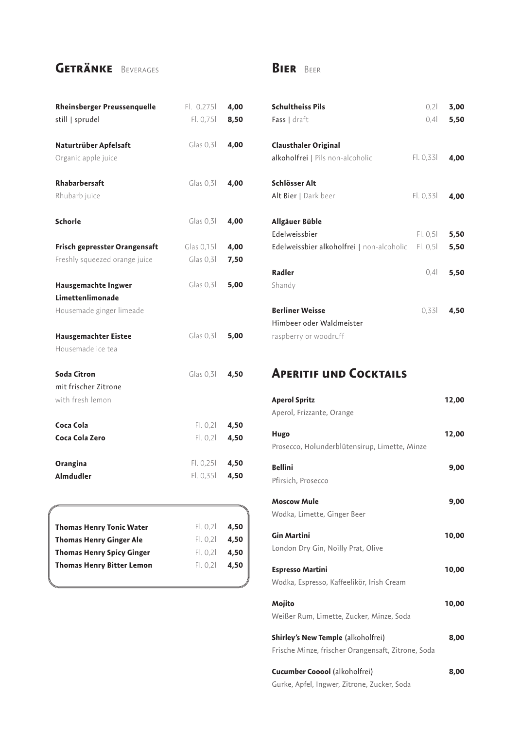## Getränke Beverages

| | | |
|---|---|---|
| **Rheinsberger Preussenquelle** | Fl. 0,275l | **4,00** |
| still \| sprudel | Fl. 0,75l | **8,50** |
| **Naturtrüber Apfelsaft** | Glas 0,3l | **4,00** |
| Organic apple juice | | |
| **Rhabarbersaft** | Glas 0,3l | **4,00** |
| Rhubarb juice | | |
| **Schorle** | Glas 0,3l | **4,00** |
| **Frisch gepresster Orangensaft** | Glas 0,15l | **4,00** |
| Freshly squeezed orange juice | Glas 0,3l | **7,50** |
| **Hausgemachte Ingwer Limettenlimonade** | Glas 0,3l | **5,00** |
| Housemade ginger limeade | | |
| **Hausgemachter Eistee** | Glas 0,3l | **5,00** |
| Housemade ice tea | | |
| **Soda Citron** | Glas 0,3l | **4,50** |
| mit frischer Zitrone | | |
| with fresh lemon | | |
| **Coca Cola** | Fl. 0,2l | **4,50** |
| **Coca Cola Zero** | Fl. 0,2l | **4,50** |
| **Orangina** | Fl. 0,25l | **4,50** |
| **Almdudler** | Fl. 0,35l | **4,50** |

| | | |
|---|---|---|
| **Thomas Henry Tonic Water** | Fl. 0,2l | **4,50** |
| **Thomas Henry Ginger Ale** | Fl. 0,2l | **4,50** |
| **Thomas Henry Spicy Ginger** | Fl. 0,2l | **4,50** |
| **Thomas Henry Bitter Lemon** | Fl. 0,2l | **4,50** |

## Bier Beer

| | | |
|---|---|---|
| **Schultheiss Pils** | 0,2l | **3,00** |
| Fass \| draft | 0,4l | **5,50** |
| **Clausthaler Original** | | |
| alkoholfrei \| Pils non-alcoholic | Fl. 0,33l | **4,00** |
| **Schlösser Alt** | | |
| Alt Bier \| Dark beer | Fl. 0,33l | **4,00** |
| **Allgäuer Büble** | | |
| Edelweissbier | Fl. 0,5l | **5,50** |
| Edelweissbier alkoholfrei \| non-alcoholic | Fl. 0,5l | **5,50** |
| **Radler** | 0,4l | **5,50** |
| Shandy | | |
| **Berliner Weisse** | 0,33l | **4,50** |
| Himbeer oder Waldmeister | | |
| raspberry or woodruff | | |

## Aperitif und Cocktails

| | |
|---|---|
| **Aperol Spritz** | **12,00** |
| Aperol, Frizzante, Orange | |
| **Hugo** | **12,00** |
| Prosecco, Holunderblütensirup, Limette, Minze | |
| **Bellini** | **9,00** |
| Pfirsich, Prosecco | |
| **Moscow Mule** | **9,00** |
| Wodka, Limette, Ginger Beer | |
| **Gin Martini** | **10,00** |
| London Dry Gin, Noilly Prat, Olive | |
| **Espresso Martini** | **10,00** |
| Wodka, Espresso, Kaffeelikör, Irish Cream | |
| **Mojito** | **10,00** |
| Weißer Rum, Limette, Zucker, Minze, Soda | |
| **Shirley's New Temple** (alkoholfrei) | **8,00** |
| Frische Minze, frischer Orangensaft, Zitrone, Soda | |
| **Cucumber Cooool** (alkoholfrei) | **8,00** |
| Gurke, Apfel, Ingwer, Zitrone, Zucker, Soda | |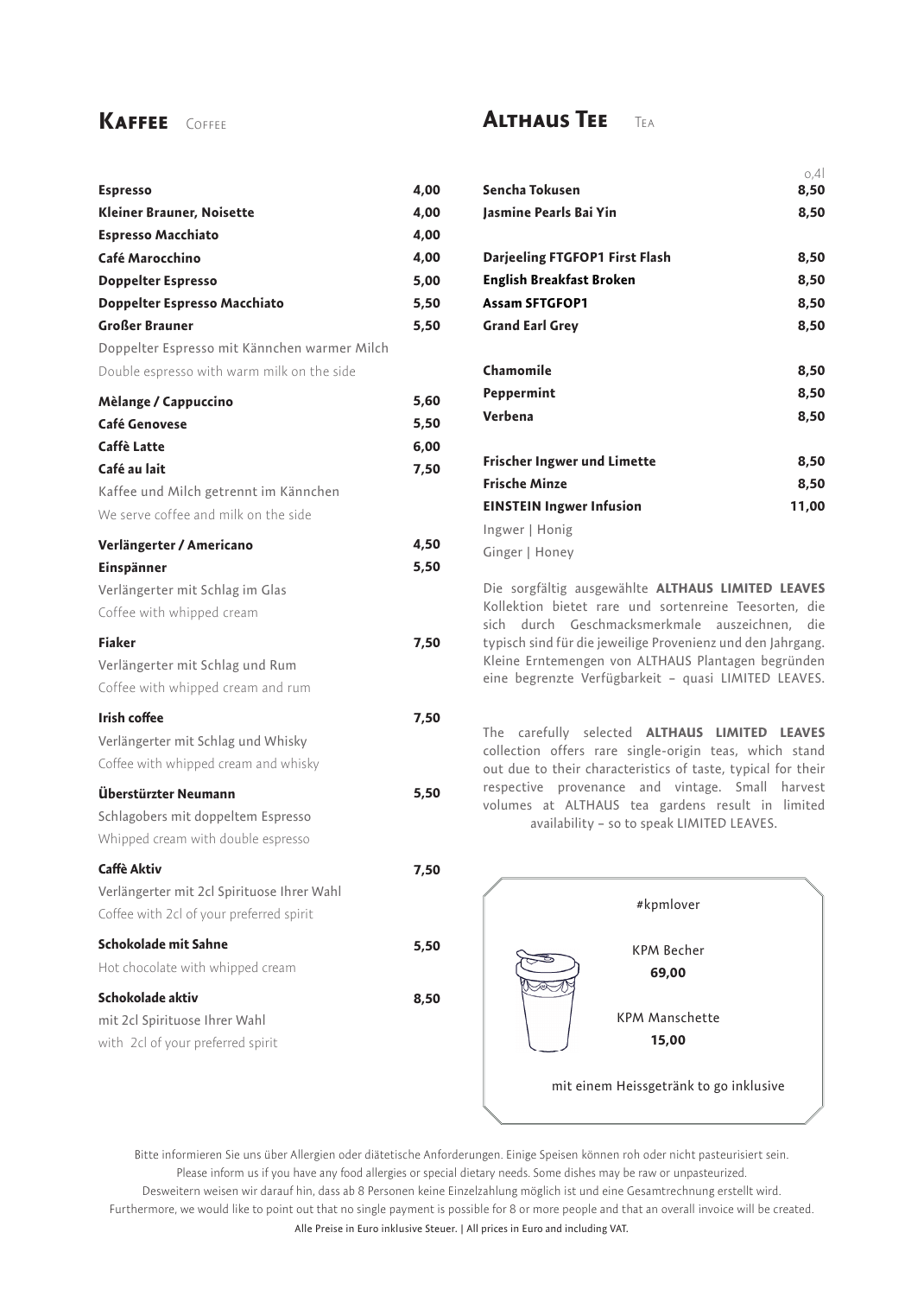## Kaffee Coffee

| | |
|---|---|
| **Espresso** | **4,00** |
| **Kleiner Brauner, Noisette** | **4,00** |
| **Espresso Macchiato** | **4,00** |
| **Café Marocchino** | **4,00** |
| **Doppelter Espresso** | **5,00** |
| **Doppelter Espresso Macchiato** | **5,50** |
| **Großer Brauner** | **5,50** |
| Doppelter Espresso mit Kännchen warmer Milch | |
| Double espresso with warm milk on the side | |
| **Mèlange / Cappuccino** | **5,60** |
| **Café Genovese** | **5,50** |
| **Caffè Latte** | **6,00** |
| **Café au lait** | **7,50** |
| Kaffee und Milch getrennt im Kännchen | |
| We serve coffee and milk on the side | |
| **Verlängerter / Americano** | **4,50** |
| **Einspänner** | **5,50** |
| Verlängerter mit Schlag im Glas | |
| Coffee with whipped cream | |
| **Fiaker** | **7,50** |
| Verlängerter mit Schlag und Rum | |
| Coffee with whipped cream and rum | |
| **Irish coffee** | **7,50** |
| Verlängerter mit Schlag und Whisky | |
| Coffee with whipped cream and whisky | |
| **Überstürzter Neumann** | **5,50** |
| Schlagobers mit doppeltem Espresso | |
| Whipped cream with double espresso | |
| **Caffè Aktiv** | **7,50** |
| Verlängerter mit 2cl Spirituose Ihrer Wahl | |
| Coffee with 2cl of your preferred spirit | |
| **Schokolade mit Sahne** | **5,50** |
| Hot chocolate with whipped cream | |
| **Schokolade aktiv** | **8,50** |
| mit 2cl Spirituose Ihrer Wahl | |
| with 2cl of your preferred spirit | |

## Althaus Tee Tea

| | 0,4l |
|---|---|
| **Sencha Tokusen** | **8,50** |
| **Jasmine Pearls Bai Yin** | **8,50** |
| **Darjeeling FTGFOP1 First Flash** | **8,50** |
| **English Breakfast Broken** | **8,50** |
| **Assam SFTGFOP1** | **8,50** |
| **Grand Earl Grey** | **8,50** |
| **Chamomile** | **8,50** |
| **Peppermint** | **8,50** |
| **Verbena** | **8,50** |
| **Frischer Ingwer und Limette** | **8,50** |
| **Frische Minze** | **8,50** |
| **EINSTEIN Ingwer Infusion** | **11,00** |
| Ingwer \| Honig | |
| Ginger \| Honey | |

Die sorgfältig ausgewählte **ALTHAUS LIMITED LEAVES** Kollektion bietet rare und sortenreine Teesorten, die sich durch Geschmacksmerkmale auszeichnen, die typisch sind für die jeweilige Provenienz und den Jahrgang. Kleine Erntemengen von ALTHAUS Plantagen begründen eine begrenzte Verfügbarkeit – quasi LIMITED LEAVES.

The carefully selected **ALTHAUS LIMITED LEAVES** collection offers rare single-origin teas, which stand out due to their characteristics of taste, typical for their respective provenance and vintage. Small harvest volumes at ALTHAUS tea gardens result in limited availability – so to speak LIMITED LEAVES.

#kpmlover

KPM Becher
**69,00**

KPM Manschette
**15,00**

mit einem Heissgetränk to go inklusive

Bitte informieren Sie uns über Allergien oder diätetische Anforderungen. Einige Speisen können roh oder nicht pasteurisiert sein.
Please inform us if you have any food allergies or special dietary needs. Some dishes may be raw or unpasteurized.
Desweitern weisen wir darauf hin, dass ab 8 Personen keine Einzelzahlung möglich ist und eine Gesamtrechnung erstellt wird.
Furthermore, we would like to point out that no single payment is possible for 8 or more people and that an overall invoice will be created.
Alle Preise in Euro inklusive Steuer. | All prices in Euro and including VAT.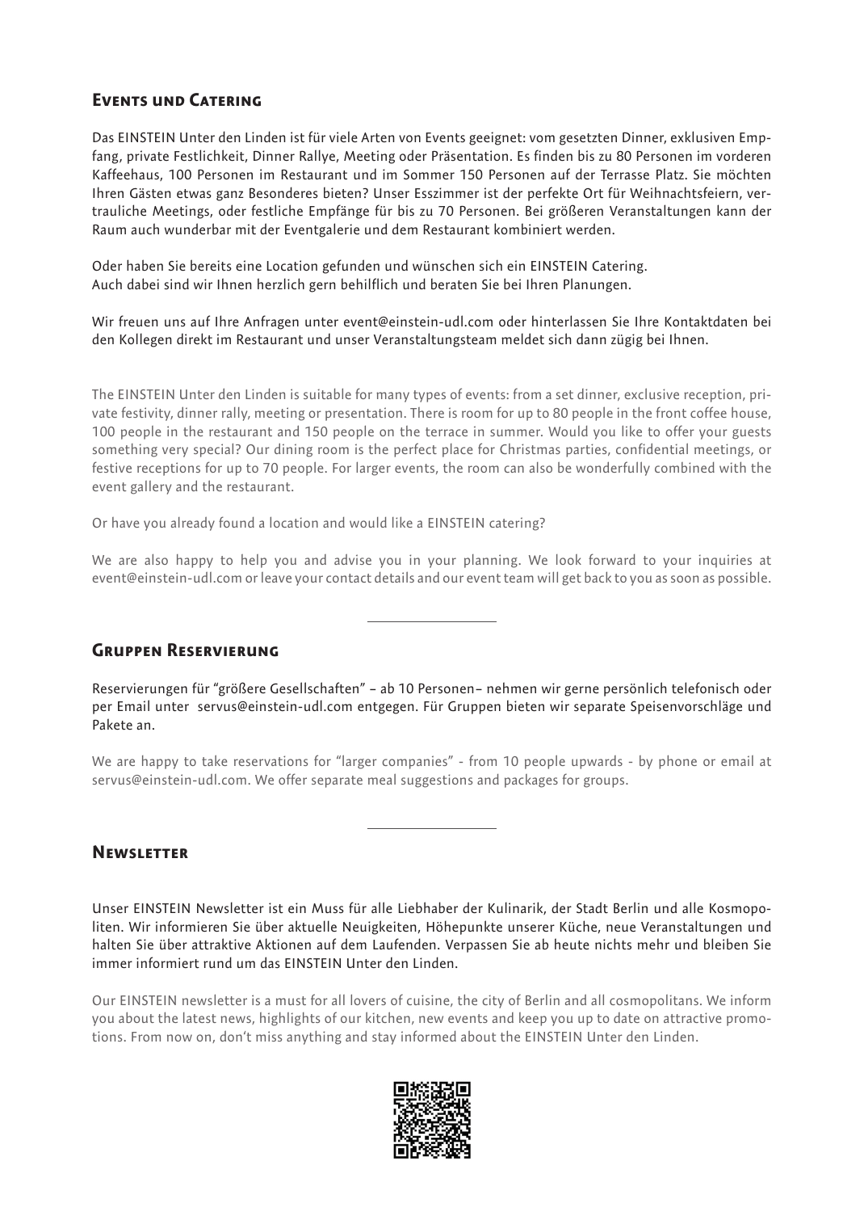## Events und Catering

Das EINSTEIN Unter den Linden ist für viele Arten von Events geeignet: vom gesetzten Dinner, exklusiven Empfang, private Festlichkeit, Dinner Rallye, Meeting oder Präsentation. Es finden bis zu 80 Personen im vorderen Kaffeehaus, 100 Personen im Restaurant und im Sommer 150 Personen auf der Terrasse Platz. Sie möchten Ihren Gästen etwas ganz Besonderes bieten? Unser Esszimmer ist der perfekte Ort für Weihnachtsfeiern, vertrauliche Meetings, oder festliche Empfänge für bis zu 70 Personen. Bei größeren Veranstaltungen kann der Raum auch wunderbar mit der Eventgalerie und dem Restaurant kombiniert werden.

Oder haben Sie bereits eine Location gefunden und wünschen sich ein EINSTEIN Catering.
Auch dabei sind wir Ihnen herzlich gern behilflich und beraten Sie bei Ihren Planungen.

Wir freuen uns auf Ihre Anfragen unter event@einstein-udl.com oder hinterlassen Sie Ihre Kontaktdaten bei den Kollegen direkt im Restaurant und unser Veranstaltungsteam meldet sich dann zügig bei Ihnen.

The EINSTEIN Unter den Linden is suitable for many types of events: from a set dinner, exclusive reception, private festivity, dinner rally, meeting or presentation. There is room for up to 80 people in the front coffee house, 100 people in the restaurant and 150 people on the terrace in summer. Would you like to offer your guests something very special? Our dining room is the perfect place for Christmas parties, confidential meetings, or festive receptions for up to 70 people. For larger events, the room can also be wonderfully combined with the event gallery and the restaurant.

Or have you already found a location and would like a EINSTEIN catering?

We are also happy to help you and advise you in your planning. We look forward to your inquiries at event@einstein-udl.com or leave your contact details and our event team will get back to you as soon as possible.

---

## Gruppen Reservierung

Reservierungen für "größere Gesellschaften" – ab 10 Personen– nehmen wir gerne persönlich telefonisch oder per Email unter servus@einstein-udl.com entgegen. Für Gruppen bieten wir separate Speisenvorschläge und Pakete an.

We are happy to take reservations for "larger companies" - from 10 people upwards - by phone or email at servus@einstein-udl.com. We offer separate meal suggestions and packages for groups.

---

## Newsletter

Unser EINSTEIN Newsletter ist ein Muss für alle Liebhaber der Kulinarik, der Stadt Berlin und alle Kosmopoliten. Wir informieren Sie über aktuelle Neuigkeiten, Höhepunkte unserer Küche, neue Veranstaltungen und halten Sie über attraktive Aktionen auf dem Laufenden. Verpassen Sie ab heute nichts mehr und bleiben Sie immer informiert rund um das EINSTEIN Unter den Linden.

Our EINSTEIN newsletter is a must for all lovers of cuisine, the city of Berlin and all cosmopolitans. We inform you about the latest news, highlights of our kitchen, new events and keep you up to date on attractive promotions. From now on, don't miss anything and stay informed about the EINSTEIN Unter den Linden.